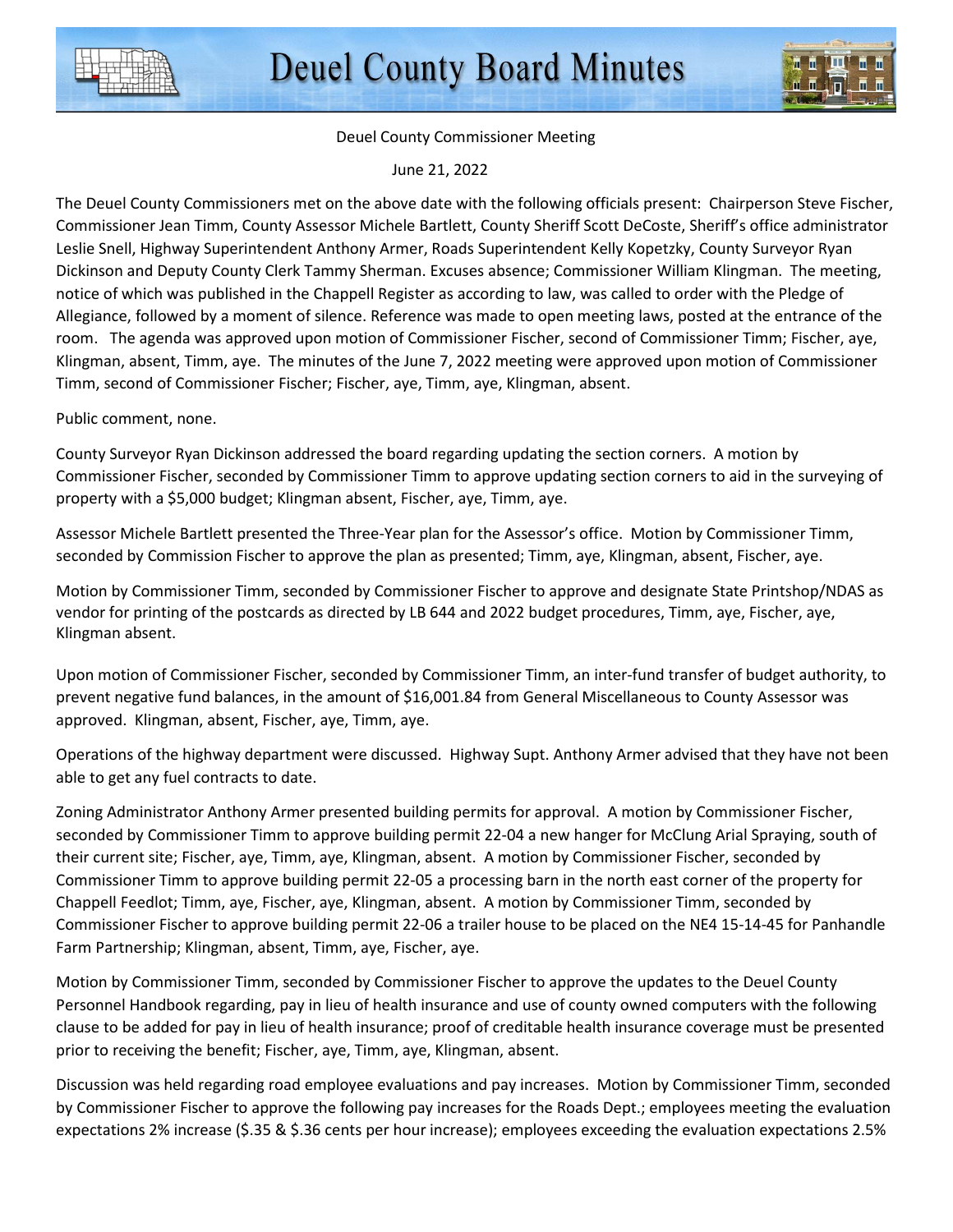# Deuel County Board Minutes

Deuel County Commissioner Meeting

June 21, 2022

The Deuel County Commissioners met on the above date with the following officials present: Chairperson Steve Fischer, Commissioner Jean Timm, County Assessor Michele Bartlett, County Sheriff Scott DeCoste, Sheriff's office administrator Leslie Snell, Highway Superintendent Anthony Armer, Roads Superintendent Kelly Kopetzky, County Surveyor Ryan Dickinson and Deputy County Clerk Tammy Sherman. Excuses absence; Commissioner William Klingman. The meeting, notice of which was published in the Chappell Register as according to law, was called to order with the Pledge of Allegiance, followed by a moment of silence. Reference was made to open meeting laws, posted at the entrance of the room. The agenda was approved upon motion of Commissioner Fischer, second of Commissioner Timm; Fischer, aye, Klingman, absent, Timm, aye. The minutes of the June 7, 2022 meeting were approved upon motion of Commissioner Timm, second of Commissioner Fischer; Fischer, aye, Timm, aye, Klingman, absent.

Public comment, none.

County Surveyor Ryan Dickinson addressed the board regarding updating the section corners. A motion by Commissioner Fischer, seconded by Commissioner Timm to approve updating section corners to aid in the surveying of property with a $5,000 budget; Klingman absent, Fischer, aye, Timm, aye.

Assessor Michele Bartlett presented the Three-Year plan for the Assessor's office. Motion by Commissioner Timm, seconded by Commission Fischer to approve the plan as presented; Timm, aye, Klingman, absent, Fischer, aye.

Motion by Commissioner Timm, seconded by Commissioner Fischer to approve and designate State Printshop/NDAS as vendor for printing of the postcards as directed by LB 644 and 2022 budget procedures, Timm, aye, Fischer, aye, Klingman absent.

Upon motion of Commissioner Fischer, seconded by Commissioner Timm, an inter-fund transfer of budget authority, to prevent negative fund balances, in the amount of $16,001.84 from General Miscellaneous to County Assessor was approved. Klingman, absent, Fischer, aye, Timm, aye.

Operations of the highway department were discussed. Highway Supt. Anthony Armer advised that they have not been able to get any fuel contracts to date.

Zoning Administrator Anthony Armer presented building permits for approval. A motion by Commissioner Fischer, seconded by Commissioner Timm to approve building permit 22-04 a new hanger for McClung Arial Spraying, south of their current site; Fischer, aye, Timm, aye, Klingman, absent. A motion by Commissioner Fischer, seconded by Commissioner Timm to approve building permit 22-05 a processing barn in the north east corner of the property for Chappell Feedlot; Timm, aye, Fischer, aye, Klingman, absent. A motion by Commissioner Timm, seconded by Commissioner Fischer to approve building permit 22-06 a trailer house to be placed on the NE4 15-14-45 for Panhandle Farm Partnership; Klingman, absent, Timm, aye, Fischer, aye.

Motion by Commissioner Timm, seconded by Commissioner Fischer to approve the updates to the Deuel County Personnel Handbook regarding, pay in lieu of health insurance and use of county owned computers with the following clause to be added for pay in lieu of health insurance; proof of creditable health insurance coverage must be presented prior to receiving the benefit; Fischer, aye, Timm, aye, Klingman, absent.

Discussion was held regarding road employee evaluations and pay increases. Motion by Commissioner Timm, seconded by Commissioner Fischer to approve the following pay increases for the Roads Dept.; employees meeting the evaluation expectations 2% increase ($.35 & $.36 cents per hour increase); employees exceeding the evaluation expectations 2.5%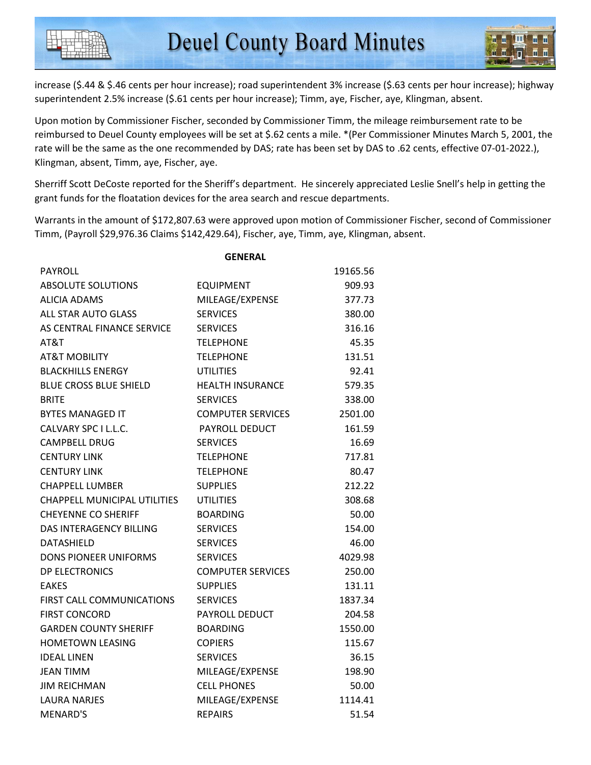increase ($.44 & $.46 cents per hour increase); road superintendent 3% increase ($.63 cents per hour increase); highway superintendent 2.5% increase ($.61 cents per hour increase); Timm, aye, Fischer, aye, Klingman, absent.

Upon motion by Commissioner Fischer, seconded by Commissioner Timm, the mileage reimbursement rate to be reimbursed to Deuel County employees will be set at $.62 cents a mile. *(Per Commissioner Minutes March 5, 2001, the rate will be the same as the one recommended by DAS; rate has been set by DAS to .62 cents, effective 07-01-2022.), Klingman, absent, Timm, aye, Fischer, aye.

Sherriff Scott DeCoste reported for the Sheriff's department. He sincerely appreciated Leslie Snell's help in getting the grant funds for the floatation devices for the area search and rescue departments.

Warrants in the amount of $172,807.63 were approved upon motion of Commissioner Fischer, second of Commissioner Timm, (Payroll $29,976.36 Claims $142,429.64), Fischer, aye, Timm, aye, Klingman, absent.

**GENERAL**

| | | |
|---|---|---|
| PAYROLL | | 19165.56 |
| ABSOLUTE SOLUTIONS | EQUIPMENT | 909.93 |
| ALICIA ADAMS | MILEAGE/EXPENSE | 377.73 |
| ALL STAR AUTO GLASS | SERVICES | 380.00 |
| AS CENTRAL FINANCE SERVICE | SERVICES | 316.16 |
| AT&T | TELEPHONE | 45.35 |
| AT&T MOBILITY | TELEPHONE | 131.51 |
| BLACKHILLS ENERGY | UTILITIES | 92.41 |
| BLUE CROSS BLUE SHIELD | HEALTH INSURANCE | 579.35 |
| BRITE | SERVICES | 338.00 |
| BYTES MANAGED IT | COMPUTER SERVICES | 2501.00 |
| CALVARY SPC I L.L.C. | PAYROLL DEDUCT | 161.59 |
| CAMPBELL DRUG | SERVICES | 16.69 |
| CENTURY LINK | TELEPHONE | 717.81 |
| CENTURY LINK | TELEPHONE | 80.47 |
| CHAPPELL LUMBER | SUPPLIES | 212.22 |
| CHAPPELL MUNICIPAL UTILITIES | UTILITIES | 308.68 |
| CHEYENNE CO SHERIFF | BOARDING | 50.00 |
| DAS INTERAGENCY BILLING | SERVICES | 154.00 |
| DATASHIELD | SERVICES | 46.00 |
| DONS PIONEER UNIFORMS | SERVICES | 4029.98 |
| DP ELECTRONICS | COMPUTER SERVICES | 250.00 |
| EAKES | SUPPLIES | 131.11 |
| FIRST CALL COMMUNICATIONS | SERVICES | 1837.34 |
| FIRST CONCORD | PAYROLL DEDUCT | 204.58 |
| GARDEN COUNTY SHERIFF | BOARDING | 1550.00 |
| HOMETOWN LEASING | COPIERS | 115.67 |
| IDEAL LINEN | SERVICES | 36.15 |
| JEAN TIMM | MILEAGE/EXPENSE | 198.90 |
| JIM REICHMAN | CELL PHONES | 50.00 |
| LAURA NARJES | MILEAGE/EXPENSE | 1114.41 |
| MENARD'S | REPAIRS | 51.54 |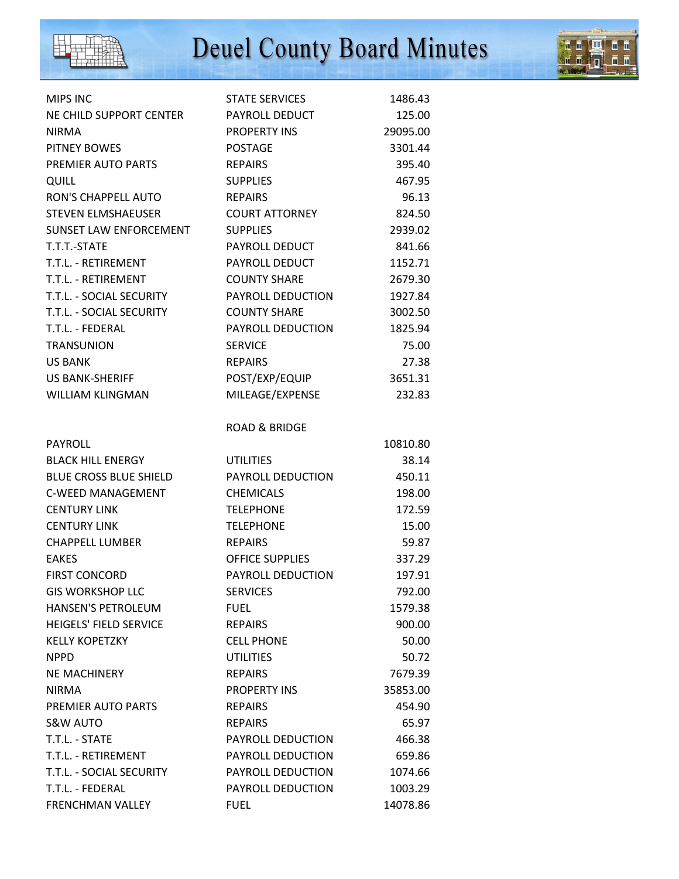| | | |
|---|---|---|
| MIPS INC | STATE SERVICES | 1486.43 |
| NE CHILD SUPPORT CENTER | PAYROLL DEDUCT | 125.00 |
| NIRMA | PROPERTY INS | 29095.00 |
| PITNEY BOWES | POSTAGE | 3301.44 |
| PREMIER AUTO PARTS | REPAIRS | 395.40 |
| QUILL | SUPPLIES | 467.95 |
| RON'S CHAPPELL AUTO | REPAIRS | 96.13 |
| STEVEN ELMSHAEUSER | COURT ATTORNEY | 824.50 |
| SUNSET LAW ENFORCEMENT | SUPPLIES | 2939.02 |
| T.T.T.-STATE | PAYROLL DEDUCT | 841.66 |
| T.T.L. - RETIREMENT | PAYROLL DEDUCT | 1152.71 |
| T.T.L. - RETIREMENT | COUNTY SHARE | 2679.30 |
| T.T.L. - SOCIAL SECURITY | PAYROLL DEDUCTION | 1927.84 |
| T.T.L. - SOCIAL SECURITY | COUNTY SHARE | 3002.50 |
| T.T.L. - FEDERAL | PAYROLL DEDUCTION | 1825.94 |
| TRANSUNION | SERVICE | 75.00 |
| US BANK | REPAIRS | 27.38 |
| US BANK-SHERIFF | POST/EXP/EQUIP | 3651.31 |
| WILLIAM KLINGMAN | MILEAGE/EXPENSE | 232.83 |
| | | |
| | ROAD & BRIDGE | |
| PAYROLL | | 10810.80 |
| BLACK HILL ENERGY | UTILITIES | 38.14 |
| BLUE CROSS BLUE SHIELD | PAYROLL DEDUCTION | 450.11 |
| C-WEED MANAGEMENT | CHEMICALS | 198.00 |
| CENTURY LINK | TELEPHONE | 172.59 |
| CENTURY LINK | TELEPHONE | 15.00 |
| CHAPPELL LUMBER | REPAIRS | 59.87 |
| EAKES | OFFICE SUPPLIES | 337.29 |
| FIRST CONCORD | PAYROLL DEDUCTION | 197.91 |
| GIS WORKSHOP LLC | SERVICES | 792.00 |
| HANSEN'S PETROLEUM | FUEL | 1579.38 |
| HEIGELS' FIELD SERVICE | REPAIRS | 900.00 |
| KELLY KOPETZKY | CELL PHONE | 50.00 |
| NPPD | UTILITIES | 50.72 |
| NE MACHINERY | REPAIRS | 7679.39 |
| NIRMA | PROPERTY INS | 35853.00 |
| PREMIER AUTO PARTS | REPAIRS | 454.90 |
| S&W AUTO | REPAIRS | 65.97 |
| T.T.L. - STATE | PAYROLL DEDUCTION | 466.38 |
| T.T.L. - RETIREMENT | PAYROLL DEDUCTION | 659.86 |
| T.T.L. - SOCIAL SECURITY | PAYROLL DEDUCTION | 1074.66 |
| T.T.L. - FEDERAL | PAYROLL DEDUCTION | 1003.29 |
| FRENCHMAN VALLEY | FUEL | 14078.86 |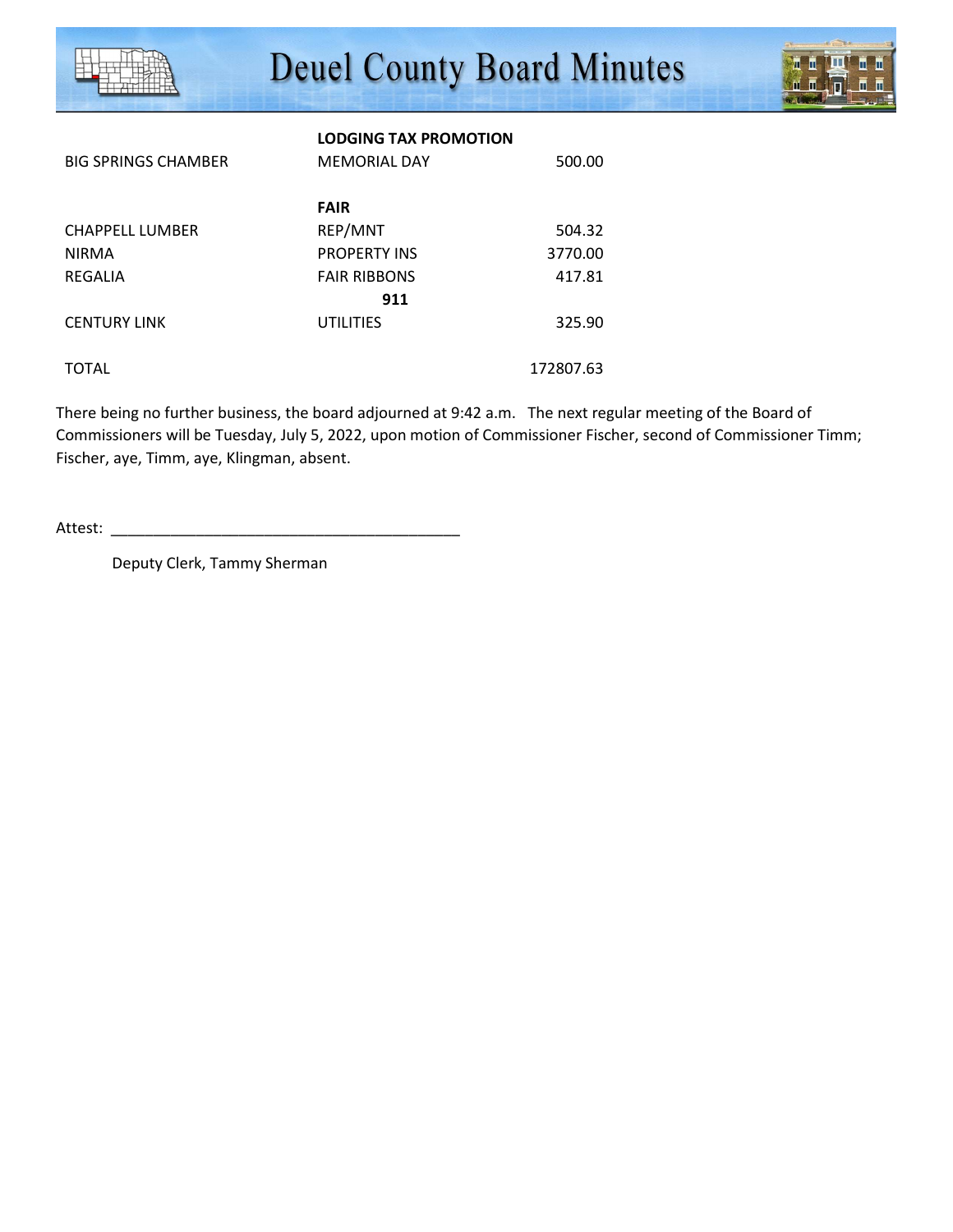| | | |
|---|---|---|
| | **LODGING TAX PROMOTION** | |
| BIG SPRINGS CHAMBER | MEMORIAL DAY | 500.00 |
| | **FAIR** | |
| CHAPPELL LUMBER | REP/MNT | 504.32 |
| NIRMA | PROPERTY INS | 3770.00 |
| REGALIA | FAIR RIBBONS | 417.81 |
| | **911** | |
| CENTURY LINK | UTILITIES | 325.90 |
| TOTAL | | 172807.63 |

There being no further business, the board adjourned at 9:42 a.m. The next regular meeting of the Board of Commissioners will be Tuesday, July 5, 2022, upon motion of Commissioner Fischer, second of Commissioner Timm; Fischer, aye, Timm, aye, Klingman, absent.

Attest: ________________________________________

Deputy Clerk, Tammy Sherman